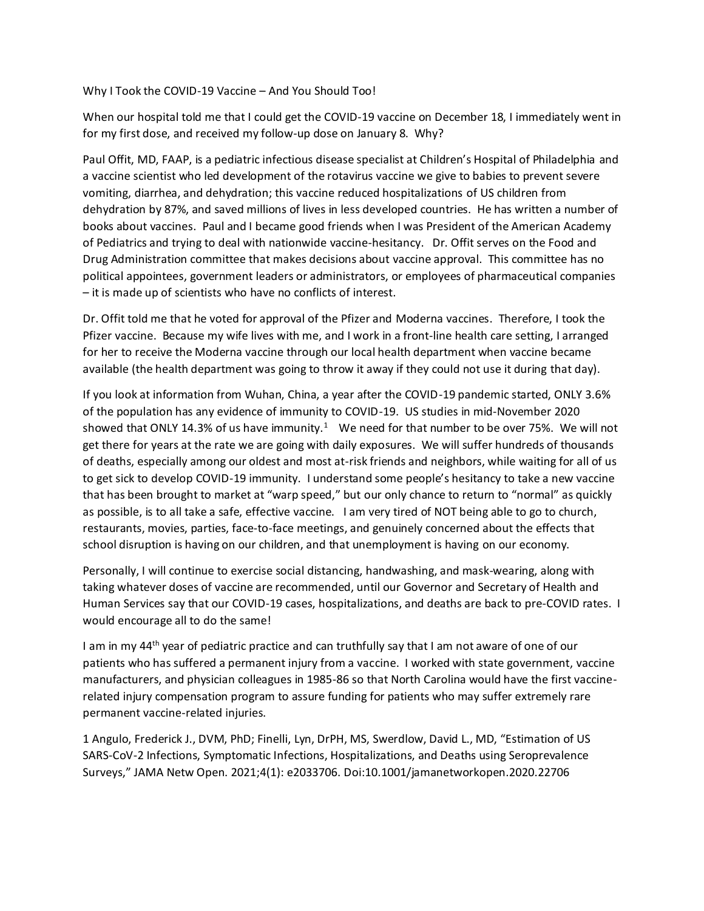Why I Took the COVID-19 Vaccine – And You Should Too!

When our hospital told me that I could get the COVID-19 vaccine on December 18, I immediately went in for my first dose, and received my follow-up dose on January 8. Why?

Paul Offit, MD, FAAP, is a pediatric infectious disease specialist at Children's Hospital of Philadelphia and a vaccine scientist who led development of the rotavirus vaccine we give to babies to prevent severe vomiting, diarrhea, and dehydration; this vaccine reduced hospitalizations of US children from dehydration by 87%, and saved millions of lives in less developed countries. He has written a number of books about vaccines. Paul and I became good friends when I was President of the American Academy of Pediatrics and trying to deal with nationwide vaccine-hesitancy. Dr. Offit serves on the Food and Drug Administration committee that makes decisions about vaccine approval. This committee has no political appointees, government leaders or administrators, or employees of pharmaceutical companies – it is made up of scientists who have no conflicts of interest.

Dr. Offit told me that he voted for approval of the Pfizer and Moderna vaccines. Therefore, I took the Pfizer vaccine. Because my wife lives with me, and I work in a front-line health care setting, I arranged for her to receive the Moderna vaccine through our local health department when vaccine became available (the health department was going to throw it away if they could not use it during that day).

If you look at information from Wuhan, China, a year after the COVID-19 pandemic started, ONLY 3.6% of the population has any evidence of immunity to COVID-19. US studies in mid-November 2020 showed that ONLY 14.3% of us have immunity.[1] We need for that number to be over 75%. We will not get there for years at the rate we are going with daily exposures. We will suffer hundreds of thousands of deaths, especially among our oldest and most at-risk friends and neighbors, while waiting for all of us to get sick to develop COVID-19 immunity. I understand some people's hesitancy to take a new vaccine that has been brought to market at "warp speed," but our only chance to return to "normal" as quickly as possible, is to all take a safe, effective vaccine. I am very tired of NOT being able to go to church, restaurants, movies, parties, face-to-face meetings, and genuinely concerned about the effects that school disruption is having on our children, and that unemployment is having on our economy.

Personally, I will continue to exercise social distancing, handwashing, and mask-wearing, along with taking whatever doses of vaccine are recommended, until our Governor and Secretary of Health and Human Services say that our COVID-19 cases, hospitalizations, and deaths are back to pre-COVID rates. I would encourage all to do the same!

I am in my 44th year of pediatric practice and can truthfully say that I am not aware of one of our patients who has suffered a permanent injury from a vaccine. I worked with state government, vaccine manufacturers, and physician colleagues in 1985-86 so that North Carolina would have the first vaccine-related injury compensation program to assure funding for patients who may suffer extremely rare permanent vaccine-related injuries.

1 Angulo, Frederick J., DVM, PhD; Finelli, Lyn, DrPH, MS, Swerdlow, David L., MD, "Estimation of US SARS-CoV-2 Infections, Symptomatic Infections, Hospitalizations, and Deaths using Seroprevalence Surveys," JAMA Netw Open. 2021;4(1): e2033706. Doi:10.1001/jamanetworkopen.2020.22706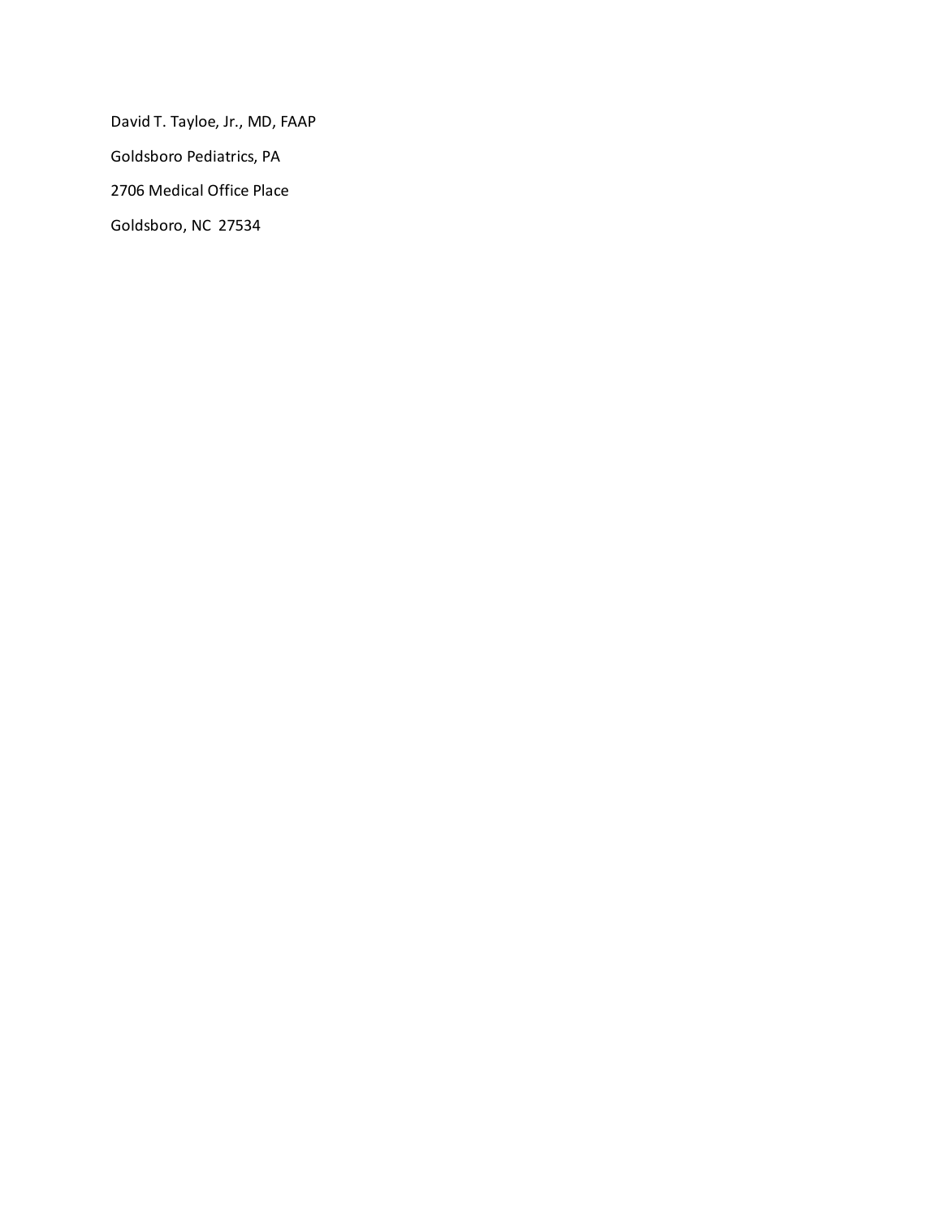David T. Tayloe, Jr., MD, FAAP

Goldsboro Pediatrics, PA

2706 Medical Office Place

Goldsboro, NC  27534